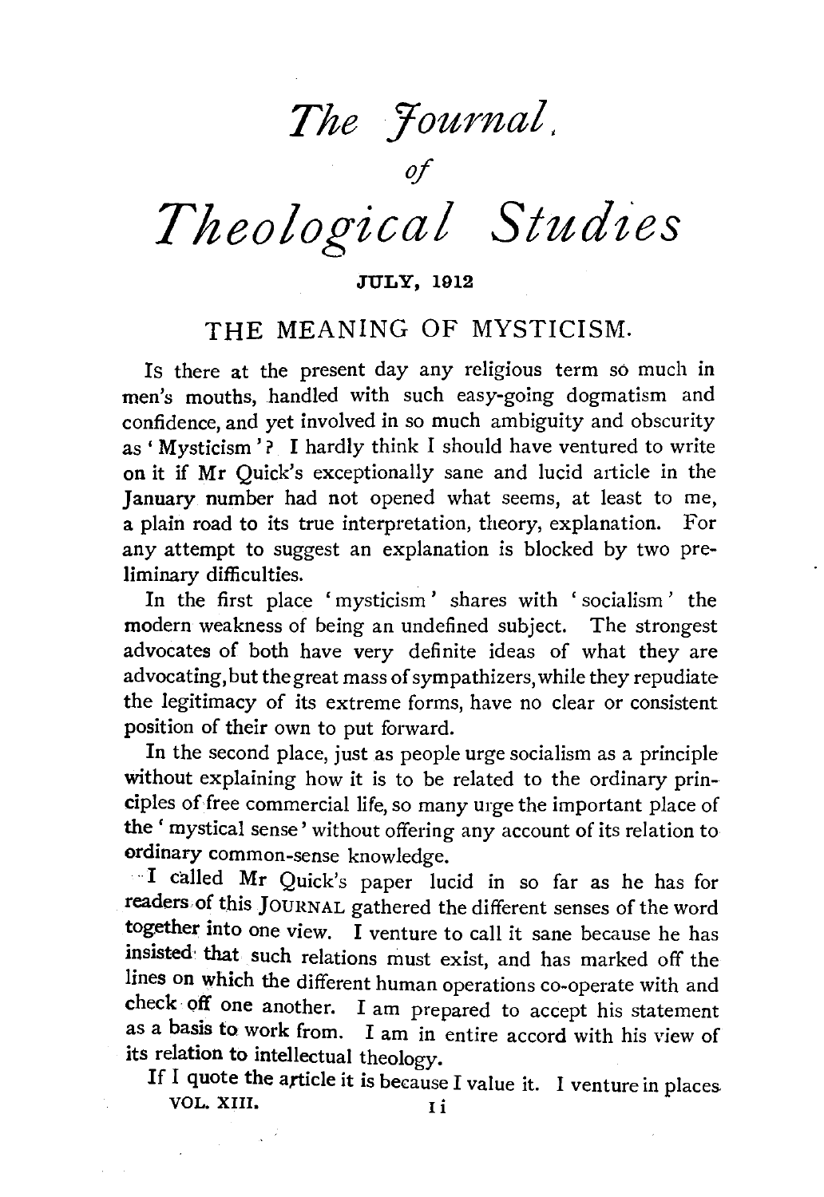# *The Journal of Theological Studies*

JULY, 1912

## THE MEANING OF MYSTICISM.

Is there at the present day any religious term so much in men's mouths, handled with such easy-going dogmatism and confidence, and yet involved in so much ambiguity and obscurity as 'Mysticism'? I hardly think I should have ventured to write on it if Mr Quick's exceptionally sane and lucid article in the January number had not opened what seems, at least to me, a plain road to its true interpretation, theory, explanation. For any attempt to suggest an explanation is blocked by two preliminary difficulties.

In the first place 'mysticism' shares with 'socialism' the modern weakness of being an undefined subject. The strongest advocates of both have very definite ideas of what they are advocating, but the great mass of sympathizers, while they repudiate the legitimacy of its extreme forms, have no clear or consistent position of their own to put forward.

In the second place, just as people urge socialism as a principle without explaining how it is to be related to the ordinary principles of free commercial life, so many urge the important place of the 'mystical sense' without offering any account of its relation to ordinary common-sense knowledge.

I called Mr Quick's paper lucid in so far as he has for readers of this JOURNAL gathered the different senses of the word together into one view. I venture to call it sane because he has insisted that such relations must exist, and has marked off the lines on which the different human operations co-operate with and check off one another. I am prepared to accept his statement as a basis to work from. I am in entire accord with his view of its relation to intellectual theology.

If I quote the article it is because I value it. I venture in places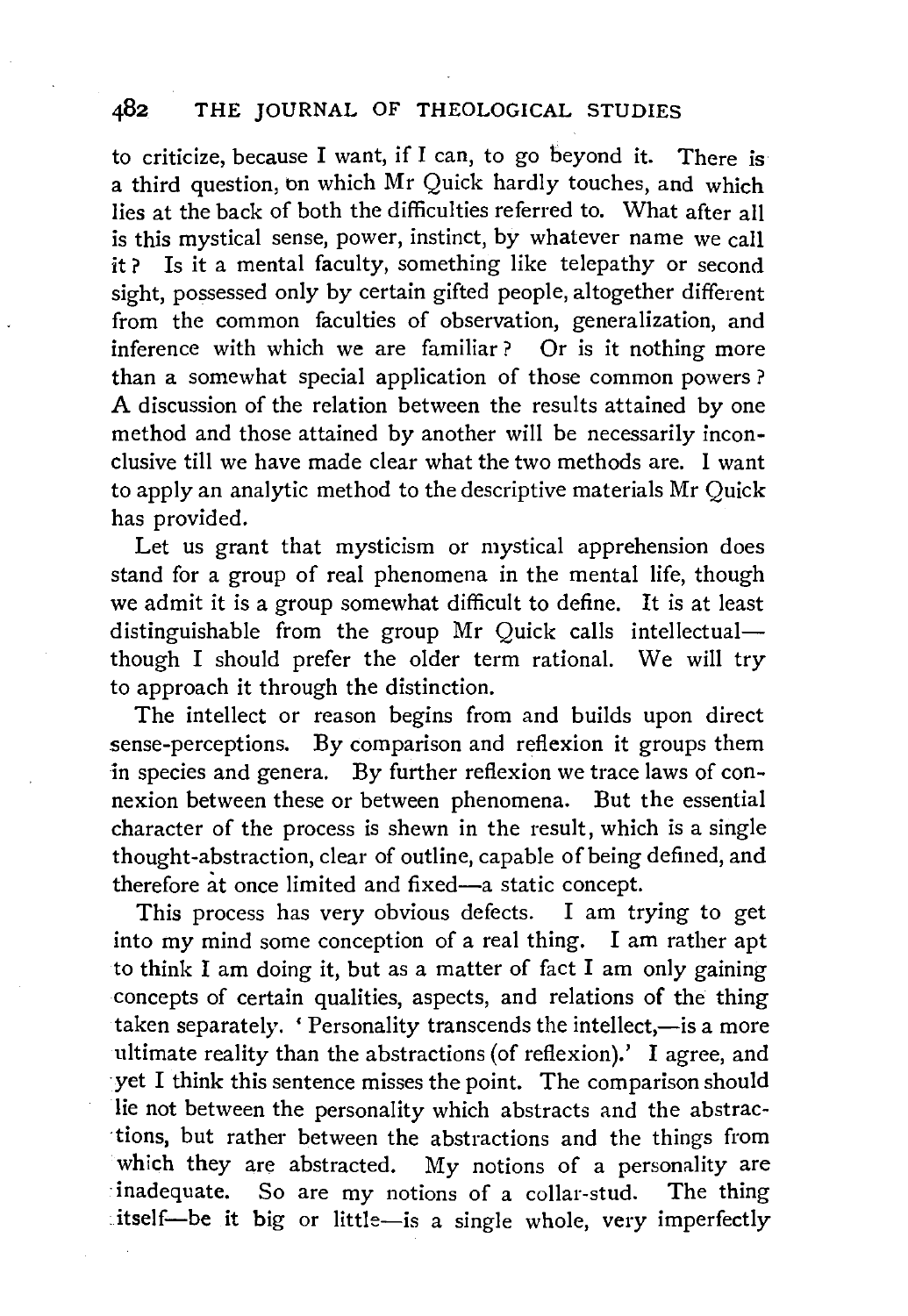to criticize, because I want, if I can, to go beyond it. There is a third question, on which Mr Quick hardly touches, and which lies at the back of both the difficulties referred to. What after all is this mystical sense, power, instinct, by whatever name we call it? Is it a mental faculty, something like telepathy or second sight, possessed only by certain gifted people, altogether different from the common faculties of observation, generalization, and inference with which we are familiar? Or is it nothing more than a somewhat special application of those common powers? A discussion of the relation between the results attained by one method and those attained by another will be necessarily inconclusive till we have made clear what the two methods are. I want to apply an analytic method to the descriptive materials Mr Quick has provided.

Let us grant that mysticism or mystical apprehension does stand for a group of real phenomena in the mental life, though we admit it is a group somewhat difficult to define. It is at least distinguishable from the group Mr Quick calls intellectual—though I should prefer the older term rational. We will try to approach it through the distinction.

The intellect or reason begins from and builds upon direct sense-perceptions. By comparison and reflexion it groups them in species and genera. By further reflexion we trace laws of connexion between these or between phenomena. But the essential character of the process is shewn in the result, which is a single thought-abstraction, clear of outline, capable of being defined, and therefore at once limited and fixed—a static concept.

This process has very obvious defects. I am trying to get into my mind some conception of a real thing. I am rather apt to think I am doing it, but as a matter of fact I am only gaining concepts of certain qualities, aspects, and relations of the thing taken separately. 'Personality transcends the intellect,—is a more ultimate reality than the abstractions (of reflexion).' I agree, and yet I think this sentence misses the point. The comparison should lie not between the personality which abstracts and the abstractions, but rather between the abstractions and the things from which they are abstracted. My notions of a personality are inadequate. So are my notions of a collar-stud. The thing itself—be it big or little—is a single whole, very imperfectly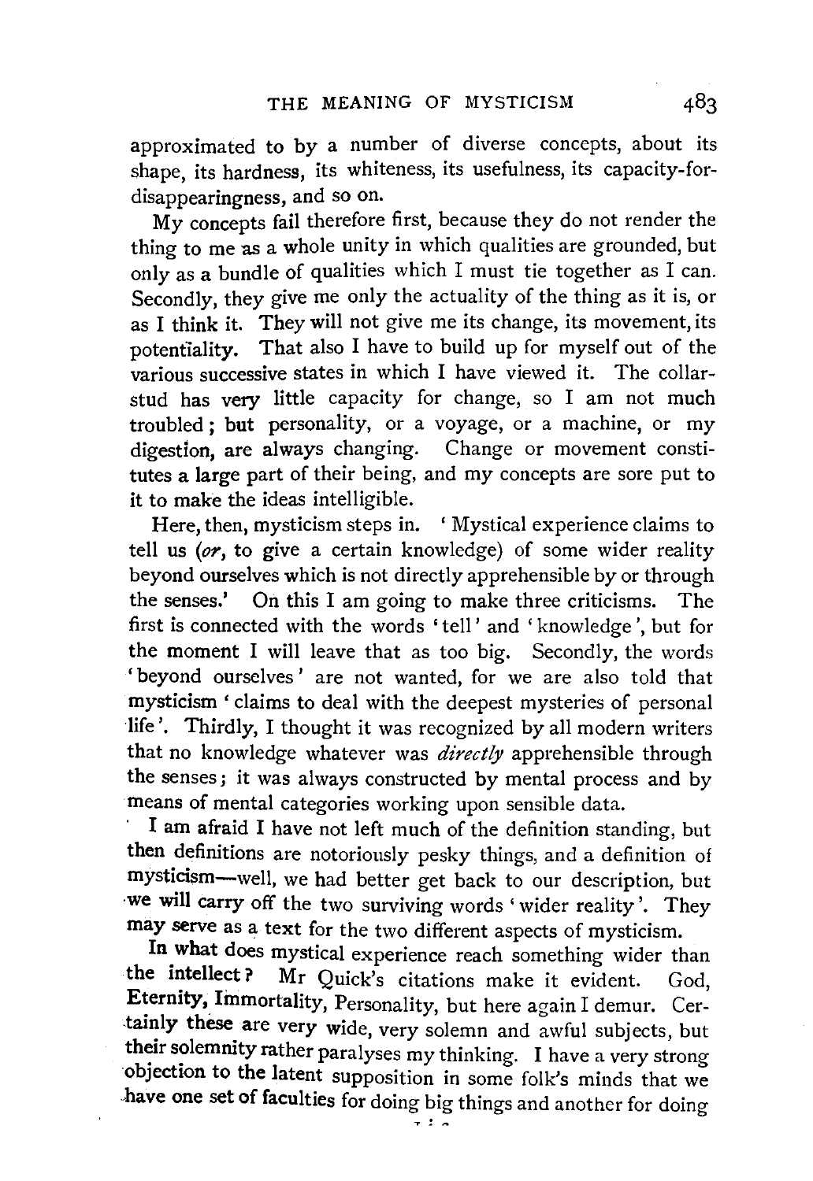approximated to by a number of diverse concepts, about its shape, its hardness, its whiteness, its usefulness, its capacity-for-disappearingness, and so on.

My concepts fail therefore first, because they do not render the thing to me as a whole unity in which qualities are grounded, but only as a bundle of qualities which I must tie together as I can. Secondly, they give me only the actuality of the thing as it is, or as I think it. They will not give me its change, its movement, its potentiality. That also I have to build up for myself out of the various successive states in which I have viewed it. The collar-stud has very little capacity for change, so I am not much troubled; but personality, or a voyage, or a machine, or my digestion, are always changing. Change or movement constitutes a large part of their being, and my concepts are sore put to it to make the ideas intelligible.

Here, then, mysticism steps in. 'Mystical experience claims to tell us (*or*, to give a certain knowledge) of some wider reality beyond ourselves which is not directly apprehensible by or through the senses.' On this I am going to make three criticisms. The first is connected with the words 'tell' and 'knowledge', but for the moment I will leave that as too big. Secondly, the words 'beyond ourselves' are not wanted, for we are also told that mysticism 'claims to deal with the deepest mysteries of personal life'. Thirdly, I thought it was recognized by all modern writers that no knowledge whatever was *directly* apprehensible through the senses; it was always constructed by mental process and by means of mental categories working upon sensible data.

I am afraid I have not left much of the definition standing, but then definitions are notoriously pesky things, and a definition of mysticism—well, we had better get back to our description, but we will carry off the two surviving words 'wider reality'. They may serve as a text for the two different aspects of mysticism.

In what does mystical experience reach something wider than the intellect? Mr Quick's citations make it evident. God, Eternity, Immortality, Personality, but here again I demur. Certainly these are very wide, very solemn and awful subjects, but their solemnity rather paralyses my thinking. I have a very strong objection to the latent supposition in some folk's minds that we have one set of faculties for doing big things and another for doing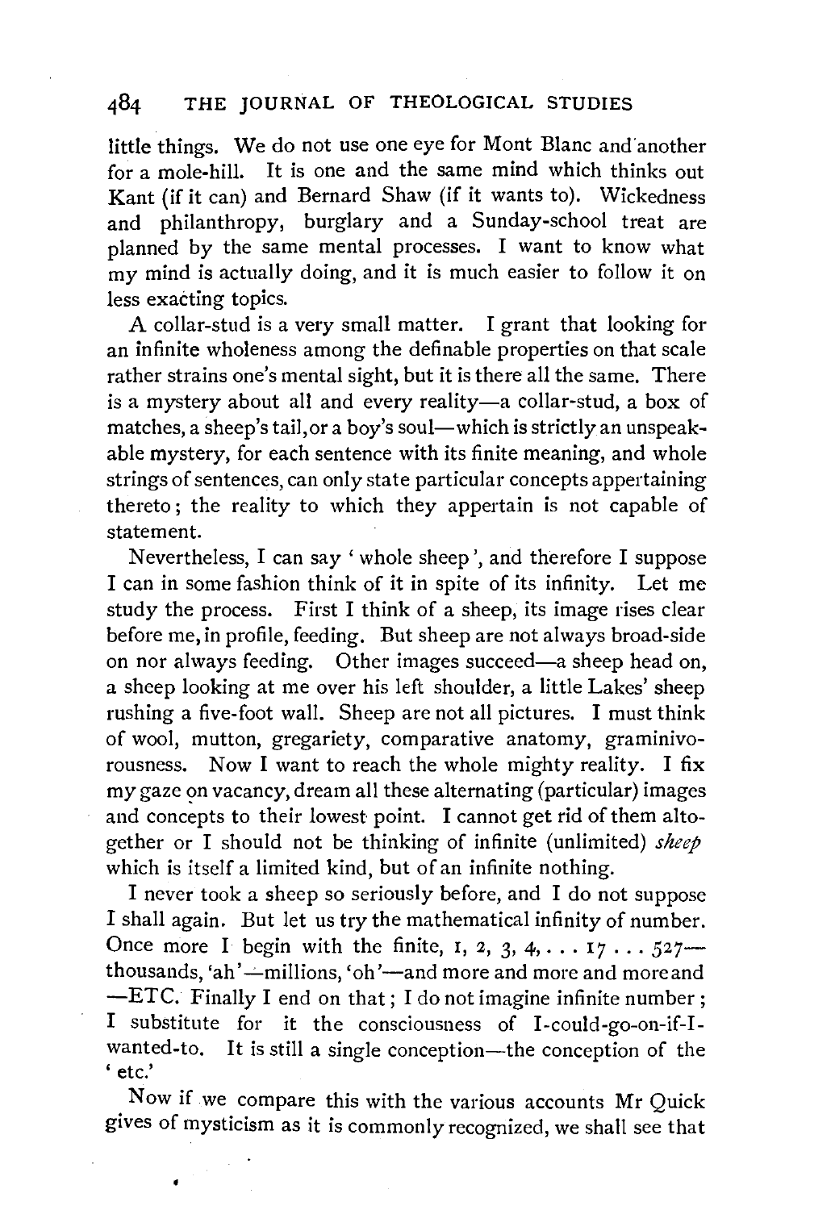little things. We do not use one eye for Mont Blanc and another for a mole-hill. It is one and the same mind which thinks out Kant (if it can) and Bernard Shaw (if it wants to). Wickedness and philanthropy, burglary and a Sunday-school treat are planned by the same mental processes. I want to know what my mind is actually doing, and it is much easier to follow it on less exacting topics.

A collar-stud is a very small matter. I grant that looking for an infinite wholeness among the definable properties on that scale rather strains one's mental sight, but it is there all the same. There is a mystery about all and every reality—a collar-stud, a box of matches, a sheep's tail, or a boy's soul—which is strictly an unspeakable mystery, for each sentence with its finite meaning, and whole strings of sentences, can only state particular concepts appertaining thereto; the reality to which they appertain is not capable of statement.

Nevertheless, I can say 'whole sheep', and therefore I suppose I can in some fashion think of it in spite of its infinity. Let me study the process. First I think of a sheep, its image rises clear before me, in profile, feeding. But sheep are not always broad-side on nor always feeding. Other images succeed—a sheep head on, a sheep looking at me over his left shoulder, a little Lakes' sheep rushing a five-foot wall. Sheep are not all pictures. I must think of wool, mutton, gregariety, comparative anatomy, graminivorousness. Now I want to reach the whole mighty reality. I fix my gaze on vacancy, dream all these alternating (particular) images and concepts to their lowest point. I cannot get rid of them altogether or I should not be thinking of infinite (unlimited) *sheep* which is itself a limited kind, but of an infinite nothing.

I never took a sheep so seriously before, and I do not suppose I shall again. But let us try the mathematical infinity of number. Once more I begin with the finite, 1, 2, 3, 4, . . . 17 . . . 527—thousands, 'ah'—millions, 'oh'—and more and more and more and —ETC. Finally I end on that; I do not imagine infinite number; I substitute for it the consciousness of I-could-go-on-if-I-wanted-to. It is still a single conception—the conception of the 'etc.'

Now if we compare this with the various accounts Mr Quick gives of mysticism as it is commonly recognized, we shall see that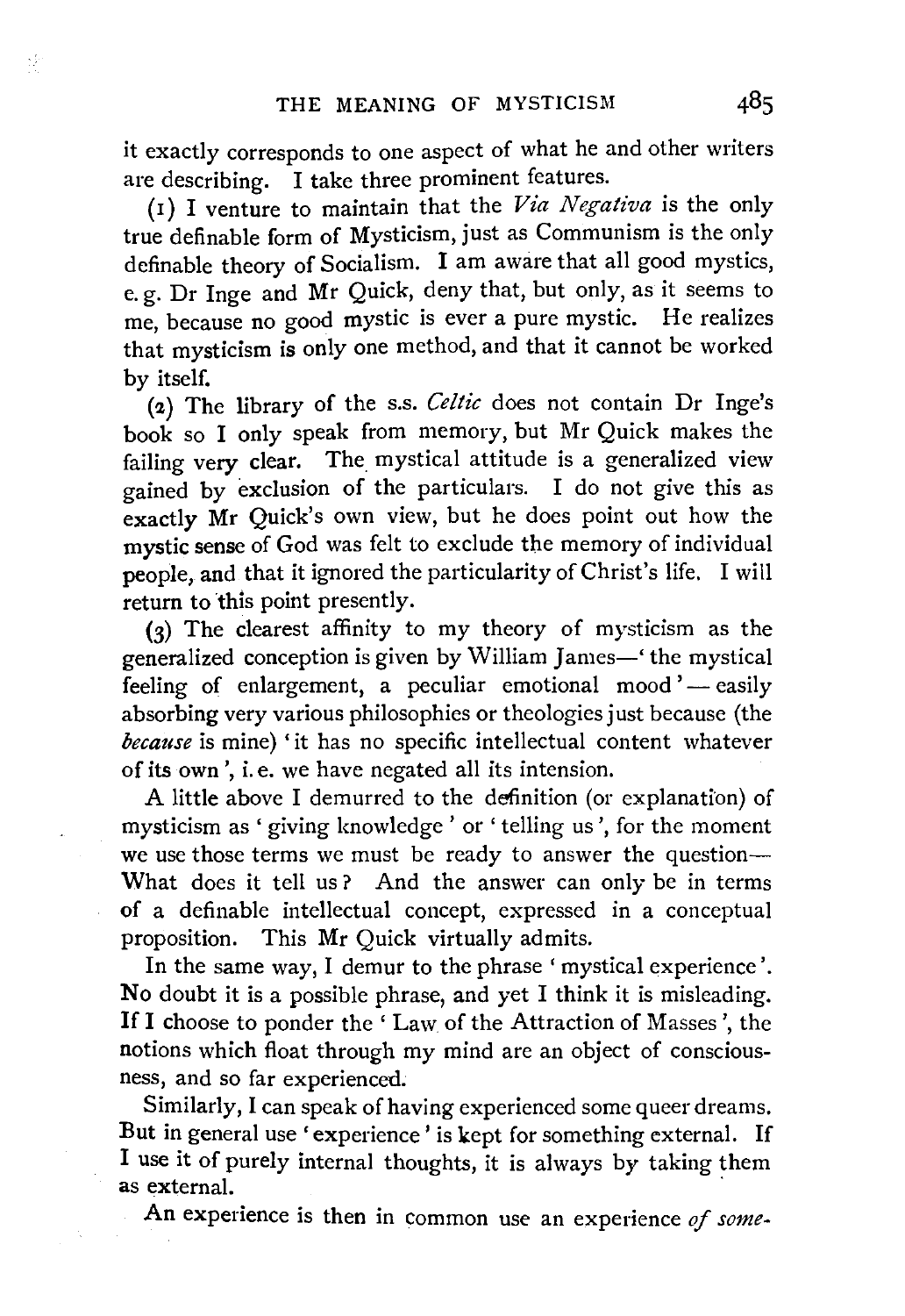it exactly corresponds to one aspect of what he and other writers are describing. I take three prominent features.

(1) I venture to maintain that the *Via Negativa* is the only true definable form of Mysticism, just as Communism is the only definable theory of Socialism. I am aware that all good mystics, e. g. Dr Inge and Mr Quick, deny that, but only, as it seems to me, because no good mystic is ever a pure mystic. He realizes that mysticism is only one method, and that it cannot be worked by itself.

(2) The library of the s.s. *Celtic* does not contain Dr Inge's book so I only speak from memory, but Mr Quick makes the failing very clear. The mystical attitude is a generalized view gained by exclusion of the particulars. I do not give this as exactly Mr Quick's own view, but he does point out how the mystic sense of God was felt to exclude the memory of individual people, and that it ignored the particularity of Christ's life. I will return to this point presently.

(3) The clearest affinity to my theory of mysticism as the generalized conception is given by William James—'the mystical feeling of enlargement, a peculiar emotional mood'—easily absorbing very various philosophies or theologies just because (the *because* is mine) 'it has no specific intellectual content whatever of its own', i. e. we have negated all its intension.

A little above I demurred to the definition (or explanation) of mysticism as 'giving knowledge' or 'telling us', for the moment we use those terms we must be ready to answer the question—What does it tell us? And the answer can only be in terms of a definable intellectual concept, expressed in a conceptual proposition. This Mr Quick virtually admits.

In the same way, I demur to the phrase 'mystical experience'. No doubt it is a possible phrase, and yet I think it is misleading. If I choose to ponder the 'Law of the Attraction of Masses', the notions which float through my mind are an object of consciousness, and so far experienced.

Similarly, I can speak of having experienced some queer dreams. But in general use 'experience' is kept for something external. If I use it of purely internal thoughts, it is always by taking them as external.

An experience is then in common use an experience *of some-*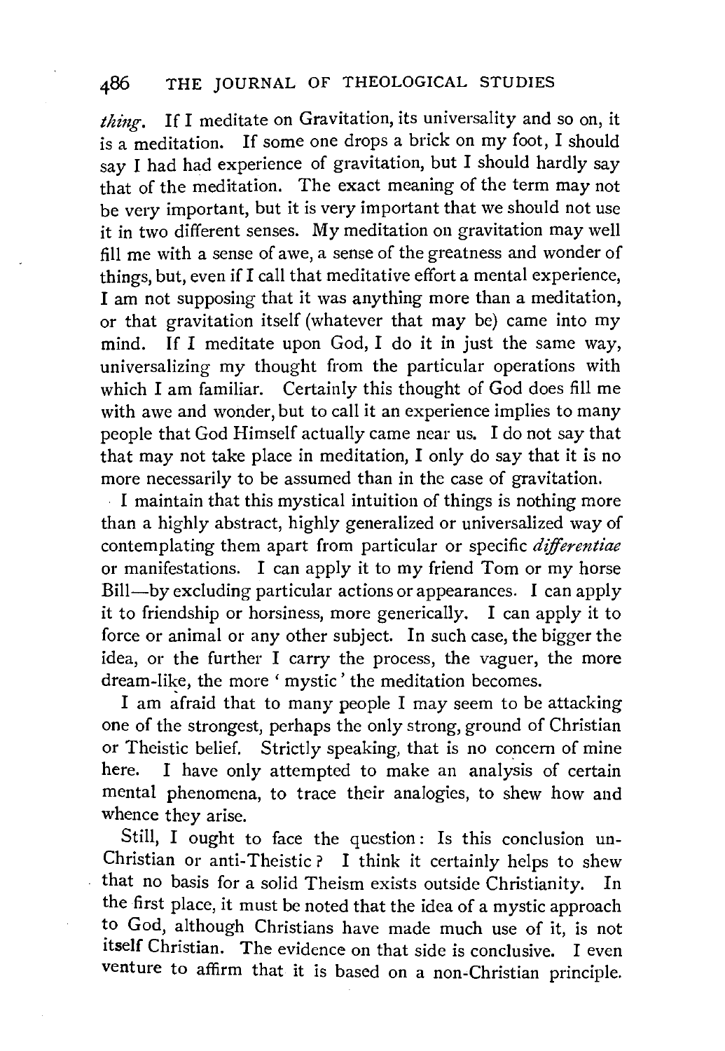*thing*. If I meditate on Gravitation, its universality and so on, it is a meditation. If some one drops a brick on my foot, I should say I had had experience of gravitation, but I should hardly say that of the meditation. The exact meaning of the term may not be very important, but it is very important that we should not use it in two different senses. My meditation on gravitation may well fill me with a sense of awe, a sense of the greatness and wonder of things, but, even if I call that meditative effort a mental experience, I am not supposing that it was anything more than a meditation, or that gravitation itself (whatever that may be) came into my mind. If I meditate upon God, I do it in just the same way, universalizing my thought from the particular operations with which I am familiar. Certainly this thought of God does fill me with awe and wonder, but to call it an experience implies to many people that God Himself actually came near us. I do not say that that may not take place in meditation, I only do say that it is no more necessarily to be assumed than in the case of gravitation.

I maintain that this mystical intuition of things is nothing more than a highly abstract, highly generalized or universalized way of contemplating them apart from particular or specific *differentiae* or manifestations. I can apply it to my friend Tom or my horse Bill—by excluding particular actions or appearances. I can apply it to friendship or horsiness, more generically. I can apply it to force or animal or any other subject. In such case, the bigger the idea, or the further I carry the process, the vaguer, the more dream-like, the more 'mystic' the meditation becomes.

I am afraid that to many people I may seem to be attacking one of the strongest, perhaps the only strong, ground of Christian or Theistic belief. Strictly speaking, that is no concern of mine here. I have only attempted to make an analysis of certain mental phenomena, to trace their analogies, to shew how and whence they arise.

Still, I ought to face the question: Is this conclusion un-Christian or anti-Theistic? I think it certainly helps to shew that no basis for a solid Theism exists outside Christianity. In the first place, it must be noted that the idea of a mystic approach to God, although Christians have made much use of it, is not itself Christian. The evidence on that side is conclusive. I even venture to affirm that it is based on a non-Christian principle.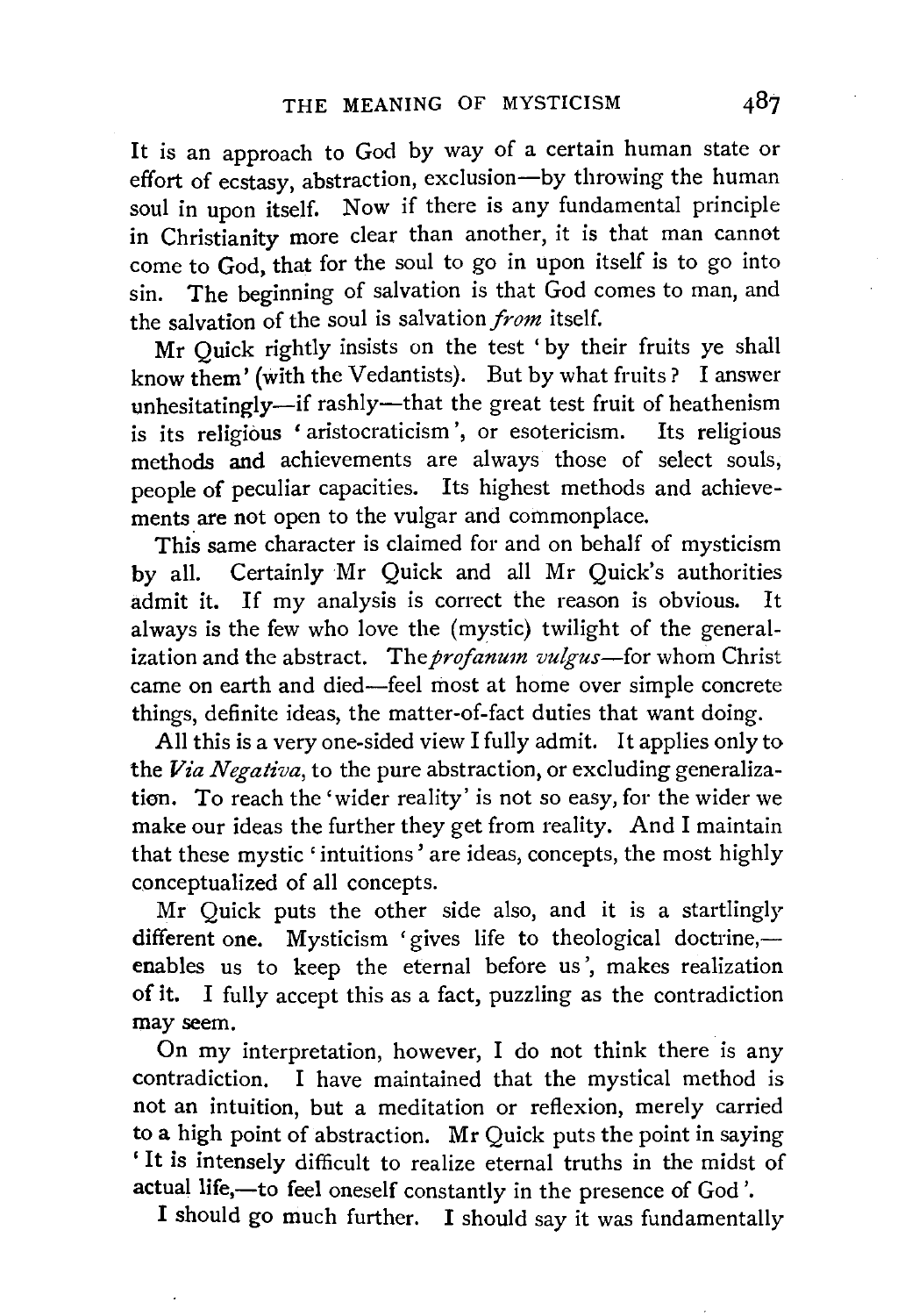It is an approach to God by way of a certain human state or effort of ecstasy, abstraction, exclusion—by throwing the human soul in upon itself. Now if there is any fundamental principle in Christianity more clear than another, it is that man cannot come to God, that for the soul to go in upon itself is to go into sin. The beginning of salvation is that God comes to man, and the salvation of the soul is salvation *from* itself.

Mr Quick rightly insists on the test 'by their fruits ye shall know them' (with the Vedantists). But by what fruits? I answer unhesitatingly—if rashly—that the great test fruit of heathenism is its religious 'aristocraticism', or esotericism. Its religious methods and achievements are always those of select souls, people of peculiar capacities. Its highest methods and achievements are not open to the vulgar and commonplace.

This same character is claimed for and on behalf of mysticism by all. Certainly Mr Quick and all Mr Quick's authorities admit it. If my analysis is correct the reason is obvious. It always is the few who love the (mystic) twilight of the generalization and the abstract. The *profanum vulgus*—for whom Christ came on earth and died—feel most at home over simple concrete things, definite ideas, the matter-of-fact duties that want doing.

All this is a very one-sided view I fully admit. It applies only to the *Via Negativa*, to the pure abstraction, or excluding generalization. To reach the 'wider reality' is not so easy, for the wider we make our ideas the further they get from reality. And I maintain that these mystic 'intuitions' are ideas, concepts, the most highly conceptualized of all concepts.

Mr Quick puts the other side also, and it is a startlingly different one. Mysticism 'gives life to theological doctrine,—enables us to keep the eternal before us', makes realization of it. I fully accept this as a fact, puzzling as the contradiction may seem.

On my interpretation, however, I do not think there is any contradiction. I have maintained that the mystical method is not an intuition, but a meditation or reflexion, merely carried to a high point of abstraction. Mr Quick puts the point in saying 'It is intensely difficult to realize eternal truths in the midst of actual life,—to feel oneself constantly in the presence of God'.

I should go much further. I should say it was fundamentally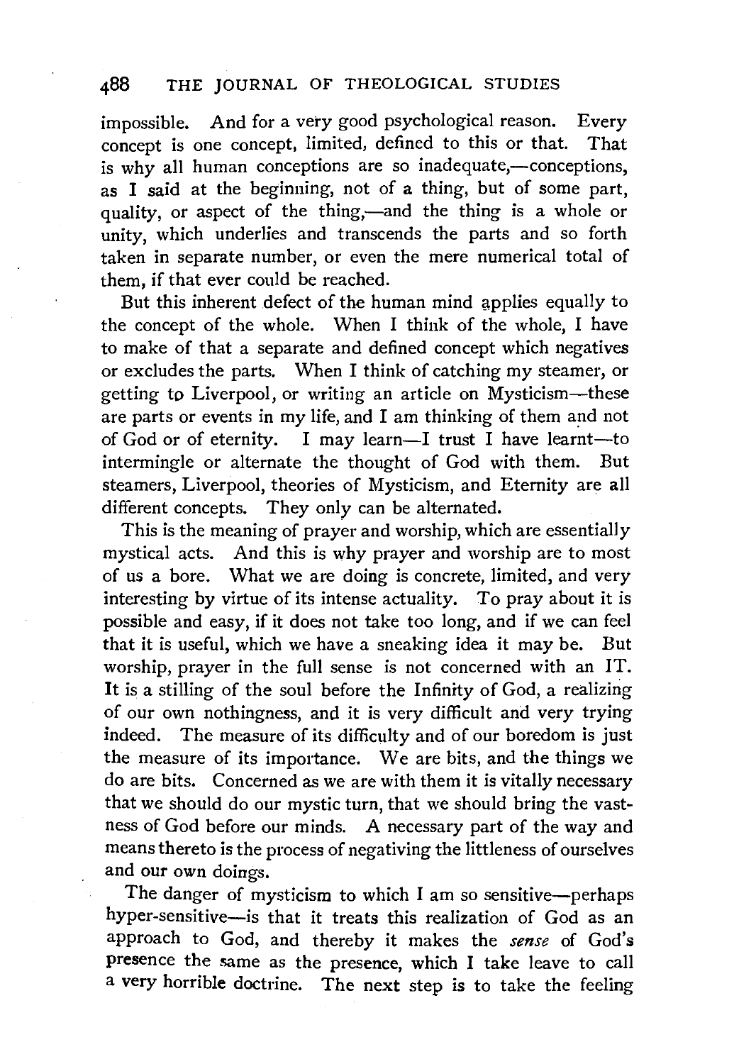impossible. And for a very good psychological reason. Every concept is one concept, limited, defined to this or that. That is why all human conceptions are so inadequate,—conceptions, as I said at the beginning, not of a thing, but of some part, quality, or aspect of the thing,—and the thing is a whole or unity, which underlies and transcends the parts and so forth taken in separate number, or even the mere numerical total of them, if that ever could be reached.

But this inherent defect of the human mind applies equally to the concept of the whole. When I think of the whole, I have to make of that a separate and defined concept which negatives or excludes the parts. When I think of catching my steamer, or getting to Liverpool, or writing an article on Mysticism—these are parts or events in my life, and I am thinking of them and not of God or of eternity. I may learn—I trust I have learnt—to intermingle or alternate the thought of God with them. But steamers, Liverpool, theories of Mysticism, and Eternity are all different concepts. They only can be alternated.

This is the meaning of prayer and worship, which are essentially mystical acts. And this is why prayer and worship are to most of us a bore. What we are doing is concrete, limited, and very interesting by virtue of its intense actuality. To pray about it is possible and easy, if it does not take too long, and if we can feel that it is useful, which we have a sneaking idea it may be. But worship, prayer in the full sense is not concerned with an IT. It is a stilling of the soul before the Infinity of God, a realizing of our own nothingness, and it is very difficult and very trying indeed. The measure of its difficulty and of our boredom is just the measure of its importance. We are bits, and the things we do are bits. Concerned as we are with them it is vitally necessary that we should do our mystic turn, that we should bring the vastness of God before our minds. A necessary part of the way and means thereto is the process of negativing the littleness of ourselves and our own doings.

The danger of mysticism to which I am so sensitive—perhaps hyper-sensitive—is that it treats this realization of God as an approach to God, and thereby it makes the *sense* of God's presence the same as the presence, which I take leave to call a very horrible doctrine. The next step is to take the feeling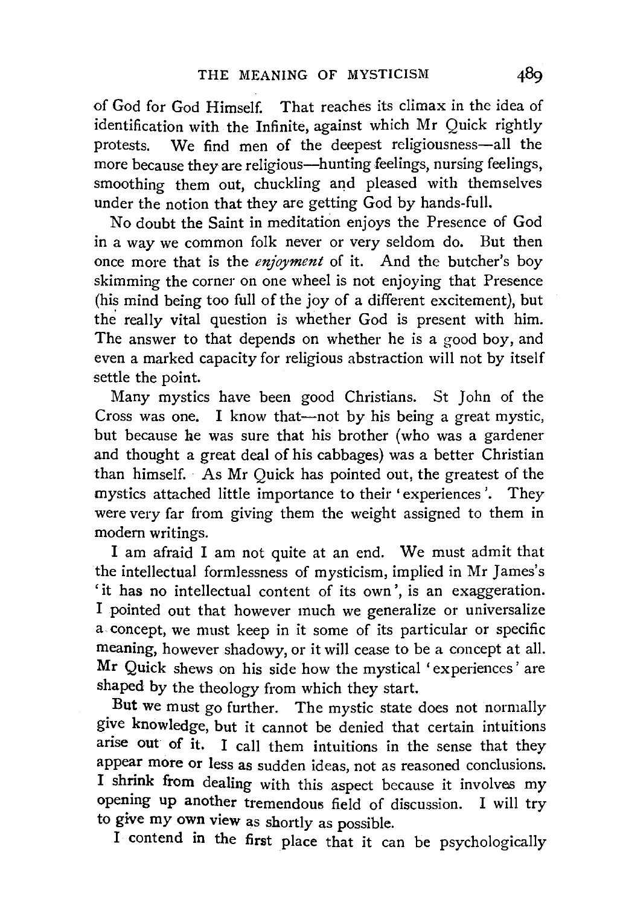of God for God Himself. That reaches its climax in the idea of identification with the Infinite, against which Mr Quick rightly protests. We find men of the deepest religiousness—all the more because they are religious—hunting feelings, nursing feelings, smoothing them out, chuckling and pleased with themselves under the notion that they are getting God by hands-full.

No doubt the Saint in meditation enjoys the Presence of God in a way we common folk never or very seldom do. But then once more that is the *enjoyment* of it. And the butcher's boy skimming the corner on one wheel is not enjoying that Presence (his mind being too full of the joy of a different excitement), but the really vital question is whether God is present with him. The answer to that depends on whether he is a good boy, and even a marked capacity for religious abstraction will not by itself settle the point.

Many mystics have been good Christians. St John of the Cross was one. I know that—not by his being a great mystic, but because he was sure that his brother (who was a gardener and thought a great deal of his cabbages) was a better Christian than himself. As Mr Quick has pointed out, the greatest of the mystics attached little importance to their 'experiences'. They were very far from giving them the weight assigned to them in modern writings.

I am afraid I am not quite at an end. We must admit that the intellectual formlessness of mysticism, implied in Mr James's 'it has no intellectual content of its own', is an exaggeration. I pointed out that however much we generalize or universalize a concept, we must keep in it some of its particular or specific meaning, however shadowy, or it will cease to be a concept at all. Mr Quick shews on his side how the mystical 'experiences' are shaped by the theology from which they start.

But we must go further. The mystic state does not normally give knowledge, but it cannot be denied that certain intuitions arise out of it. I call them intuitions in the sense that they appear more or less as sudden ideas, not as reasoned conclusions. I shrink from dealing with this aspect because it involves my opening up another tremendous field of discussion. I will try to give my own view as shortly as possible.

I contend in the first place that it can be psychologically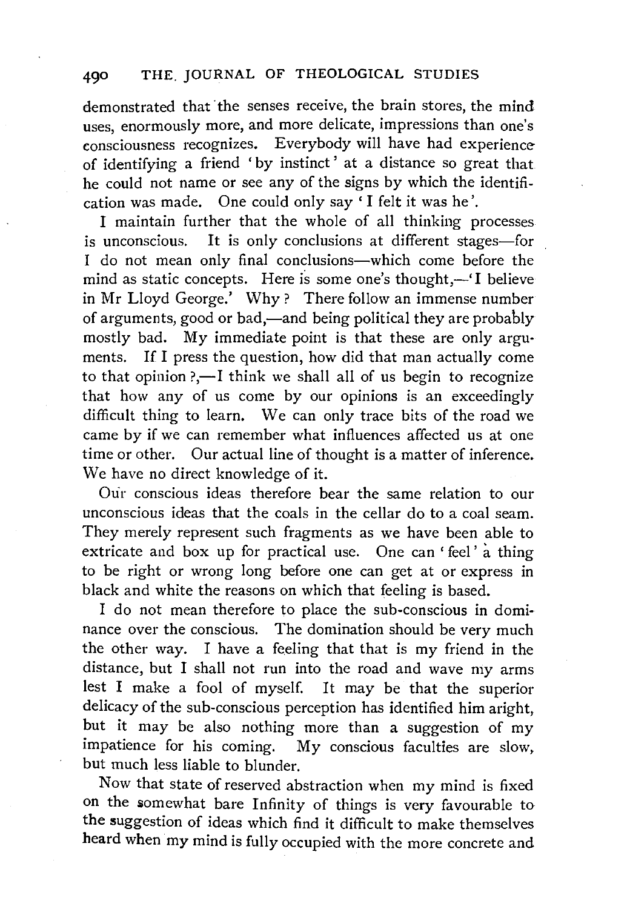demonstrated that the senses receive, the brain stores, the mind uses, enormously more, and more delicate, impressions than one's consciousness recognizes. Everybody will have had experience of identifying a friend 'by instinct' at a distance so great that he could not name or see any of the signs by which the identification was made. One could only say 'I felt it was he'.

I maintain further that the whole of all thinking processes is unconscious. It is only conclusions at different stages—for I do not mean only final conclusions—which come before the mind as static concepts. Here is some one's thought,—'I believe in Mr Lloyd George.' Why? There follow an immense number of arguments, good or bad,—and being political they are probably mostly bad. My immediate point is that these are only arguments. If I press the question, how did that man actually come to that opinion?,—I think we shall all of us begin to recognize that how any of us come by our opinions is an exceedingly difficult thing to learn. We can only trace bits of the road we came by if we can remember what influences affected us at one time or other. Our actual line of thought is a matter of inference. We have no direct knowledge of it.

Our conscious ideas therefore bear the same relation to our unconscious ideas that the coals in the cellar do to a coal seam. They merely represent such fragments as we have been able to extricate and box up for practical use. One can 'feel' a thing to be right or wrong long before one can get at or express in black and white the reasons on which that feeling is based.

I do not mean therefore to place the sub-conscious in dominance over the conscious. The domination should be very much the other way. I have a feeling that that is my friend in the distance, but I shall not run into the road and wave my arms lest I make a fool of myself. It may be that the superior delicacy of the sub-conscious perception has identified him aright, but it may be also nothing more than a suggestion of my impatience for his coming. My conscious faculties are slow, but much less liable to blunder.

Now that state of reserved abstraction when my mind is fixed on the somewhat bare Infinity of things is very favourable to the suggestion of ideas which find it difficult to make themselves heard when my mind is fully occupied with the more concrete and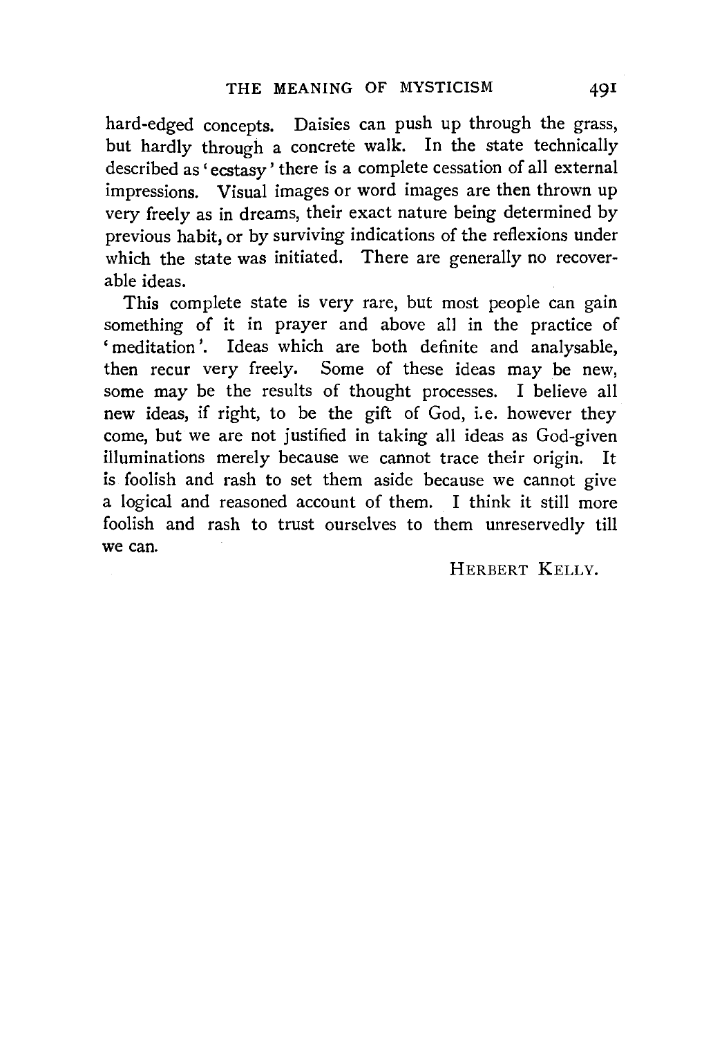hard-edged concepts. Daisies can push up through the grass, but hardly through a concrete walk. In the state technically described as 'ecstasy' there is a complete cessation of all external impressions. Visual images or word images are then thrown up very freely as in dreams, their exact nature being determined by previous habit, or by surviving indications of the reflexions under which the state was initiated. There are generally no recoverable ideas.

This complete state is very rare, but most people can gain something of it in prayer and above all in the practice of 'meditation'. Ideas which are both definite and analysable, then recur very freely. Some of these ideas may be new, some may be the results of thought processes. I believe all new ideas, if right, to be the gift of God, i.e. however they come, but we are not justified in taking all ideas as God-given illuminations merely because we cannot trace their origin. It is foolish and rash to set them aside because we cannot give a logical and reasoned account of them. I think it still more foolish and rash to trust ourselves to them unreservedly till we can.

HERBERT KELLY.